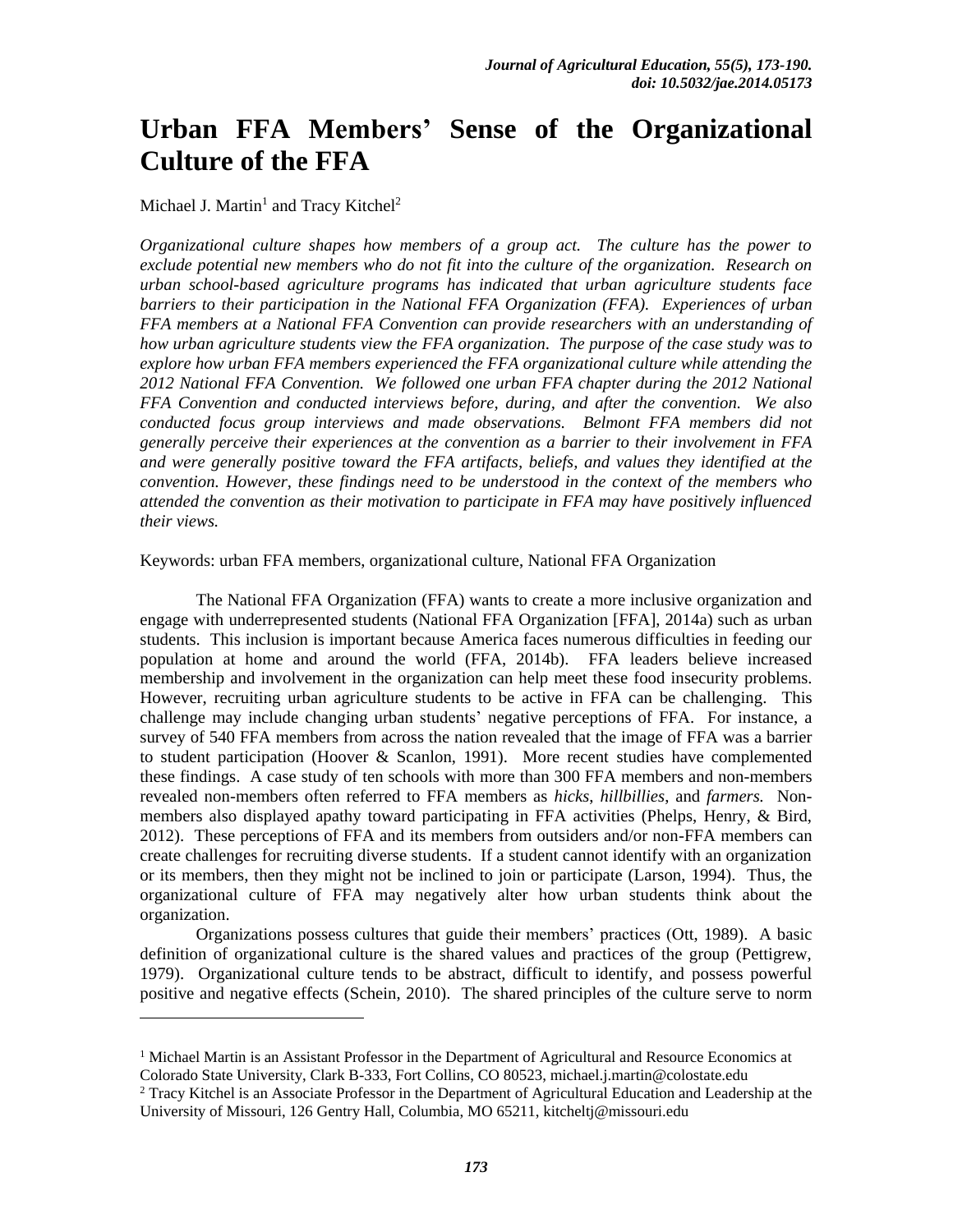# Urban FFA Members' Sense of the Organizational Culture of the FFA

Michael J. Martin[1] and Tracy Kitchel[2]

*Organizational culture shapes how members of a group act. The culture has the power to exclude potential new members who do not fit into the culture of the organization. Research on urban school-based agriculture programs has indicated that urban agriculture students face barriers to their participation in the National FFA Organization (FFA). Experiences of urban FFA members at a National FFA Convention can provide researchers with an understanding of how urban agriculture students view the FFA organization. The purpose of the case study was to explore how urban FFA members experienced the FFA organizational culture while attending the 2012 National FFA Convention. We followed one urban FFA chapter during the 2012 National FFA Convention and conducted interviews before, during, and after the convention. We also conducted focus group interviews and made observations. Belmont FFA members did not generally perceive their experiences at the convention as a barrier to their involvement in FFA and were generally positive toward the FFA artifacts, beliefs, and values they identified at the convention. However, these findings need to be understood in the context of the members who attended the convention as their motivation to participate in FFA may have positively influenced their views.*

Keywords: urban FFA members, organizational culture, National FFA Organization

The National FFA Organization (FFA) wants to create a more inclusive organization and engage with underrepresented students (National FFA Organization [FFA], 2014a) such as urban students. This inclusion is important because America faces numerous difficulties in feeding our population at home and around the world (FFA, 2014b). FFA leaders believe increased membership and involvement in the organization can help meet these food insecurity problems. However, recruiting urban agriculture students to be active in FFA can be challenging. This challenge may include changing urban students' negative perceptions of FFA. For instance, a survey of 540 FFA members from across the nation revealed that the image of FFA was a barrier to student participation (Hoover & Scanlon, 1991). More recent studies have complemented these findings. A case study of ten schools with more than 300 FFA members and non-members revealed non-members often referred to FFA members as *hicks*, *hillbillies*, and *farmers.* Non-members also displayed apathy toward participating in FFA activities (Phelps, Henry, & Bird, 2012). These perceptions of FFA and its members from outsiders and/or non-FFA members can create challenges for recruiting diverse students. If a student cannot identify with an organization or its members, then they might not be inclined to join or participate (Larson, 1994). Thus, the organizational culture of FFA may negatively alter how urban students think about the organization.

Organizations possess cultures that guide their members' practices (Ott, 1989). A basic definition of organizational culture is the shared values and practices of the group (Pettigrew, 1979). Organizational culture tends to be abstract, difficult to identify, and possess powerful positive and negative effects (Schein, 2010). The shared principles of the culture serve to norm

---

[1] Michael Martin is an Assistant Professor in the Department of Agricultural and Resource Economics at Colorado State University, Clark B-333, Fort Collins, CO 80523, michael.j.martin@colostate.edu

[2] Tracy Kitchel is an Associate Professor in the Department of Agricultural Education and Leadership at the University of Missouri, 126 Gentry Hall, Columbia, MO 65211, kitcheltj@missouri.edu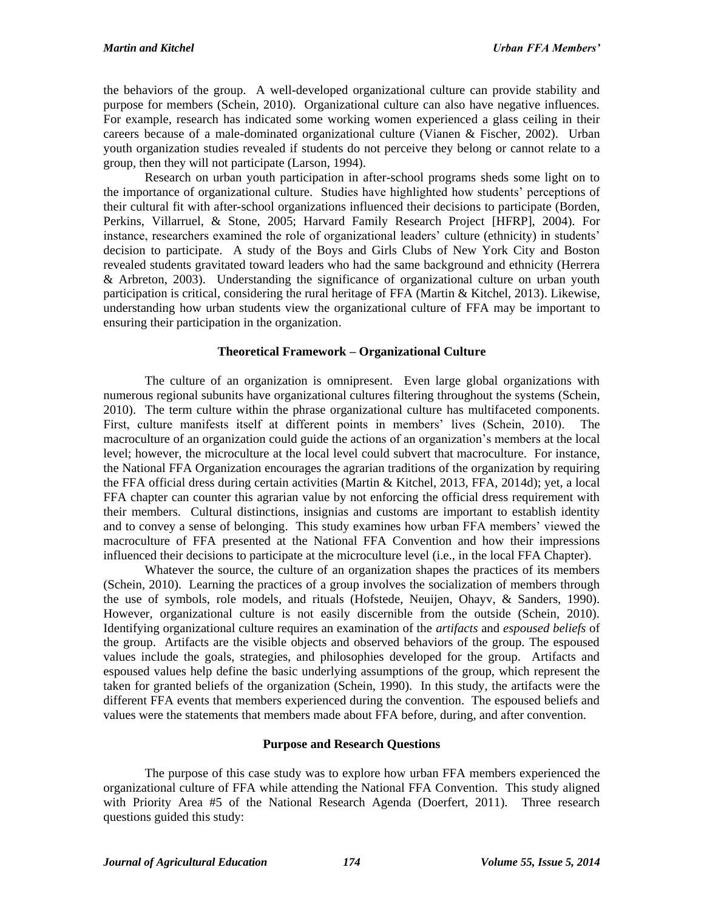the behaviors of the group. A well-developed organizational culture can provide stability and purpose for members (Schein, 2010). Organizational culture can also have negative influences. For example, research has indicated some working women experienced a glass ceiling in their careers because of a male-dominated organizational culture (Vianen & Fischer, 2002). Urban youth organization studies revealed if students do not perceive they belong or cannot relate to a group, then they will not participate (Larson, 1994).

Research on urban youth participation in after-school programs sheds some light on to the importance of organizational culture. Studies have highlighted how students' perceptions of their cultural fit with after-school organizations influenced their decisions to participate (Borden, Perkins, Villarruel, & Stone, 2005; Harvard Family Research Project [HFRP], 2004). For instance, researchers examined the role of organizational leaders' culture (ethnicity) in students' decision to participate. A study of the Boys and Girls Clubs of New York City and Boston revealed students gravitated toward leaders who had the same background and ethnicity (Herrera & Arbreton, 2003). Understanding the significance of organizational culture on urban youth participation is critical, considering the rural heritage of FFA (Martin & Kitchel, 2013). Likewise, understanding how urban students view the organizational culture of FFA may be important to ensuring their participation in the organization.

## Theoretical Framework – Organizational Culture

The culture of an organization is omnipresent. Even large global organizations with numerous regional subunits have organizational cultures filtering throughout the systems (Schein, 2010). The term culture within the phrase organizational culture has multifaceted components. First, culture manifests itself at different points in members' lives (Schein, 2010). The macroculture of an organization could guide the actions of an organization's members at the local level; however, the microculture at the local level could subvert that macroculture. For instance, the National FFA Organization encourages the agrarian traditions of the organization by requiring the FFA official dress during certain activities (Martin & Kitchel, 2013, FFA, 2014d); yet, a local FFA chapter can counter this agrarian value by not enforcing the official dress requirement with their members. Cultural distinctions, insignias and customs are important to establish identity and to convey a sense of belonging. This study examines how urban FFA members' viewed the macroculture of FFA presented at the National FFA Convention and how their impressions influenced their decisions to participate at the microculture level (i.e., in the local FFA Chapter).

Whatever the source, the culture of an organization shapes the practices of its members (Schein, 2010). Learning the practices of a group involves the socialization of members through the use of symbols, role models, and rituals (Hofstede, Neuijen, Ohayv, & Sanders, 1990). However, organizational culture is not easily discernible from the outside (Schein, 2010). Identifying organizational culture requires an examination of the *artifacts* and *espoused beliefs* of the group. Artifacts are the visible objects and observed behaviors of the group. The espoused values include the goals, strategies, and philosophies developed for the group. Artifacts and espoused values help define the basic underlying assumptions of the group, which represent the taken for granted beliefs of the organization (Schein, 1990). In this study, the artifacts were the different FFA events that members experienced during the convention. The espoused beliefs and values were the statements that members made about FFA before, during, and after convention.

## Purpose and Research Questions

The purpose of this case study was to explore how urban FFA members experienced the organizational culture of FFA while attending the National FFA Convention. This study aligned with Priority Area #5 of the National Research Agenda (Doerfert, 2011). Three research questions guided this study: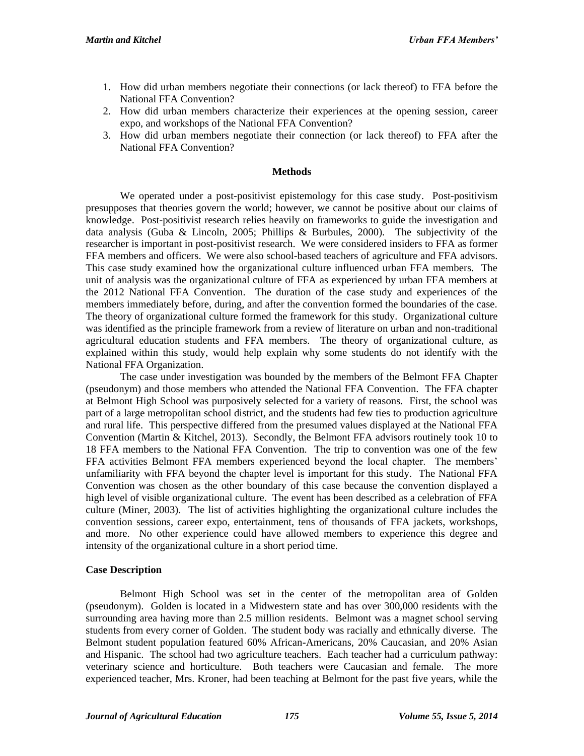1. How did urban members negotiate their connections (or lack thereof) to FFA before the National FFA Convention?
2. How did urban members characterize their experiences at the opening session, career expo, and workshops of the National FFA Convention?
3. How did urban members negotiate their connection (or lack thereof) to FFA after the National FFA Convention?

## Methods

We operated under a post-positivist epistemology for this case study. Post-positivism presupposes that theories govern the world; however, we cannot be positive about our claims of knowledge. Post-positivist research relies heavily on frameworks to guide the investigation and data analysis (Guba & Lincoln, 2005; Phillips & Burbules, 2000). The subjectivity of the researcher is important in post-positivist research. We were considered insiders to FFA as former FFA members and officers. We were also school-based teachers of agriculture and FFA advisors. This case study examined how the organizational culture influenced urban FFA members. The unit of analysis was the organizational culture of FFA as experienced by urban FFA members at the 2012 National FFA Convention. The duration of the case study and experiences of the members immediately before, during, and after the convention formed the boundaries of the case. The theory of organizational culture formed the framework for this study. Organizational culture was identified as the principle framework from a review of literature on urban and non-traditional agricultural education students and FFA members. The theory of organizational culture, as explained within this study, would help explain why some students do not identify with the National FFA Organization.

The case under investigation was bounded by the members of the Belmont FFA Chapter (pseudonym) and those members who attended the National FFA Convention. The FFA chapter at Belmont High School was purposively selected for a variety of reasons. First, the school was part of a large metropolitan school district, and the students had few ties to production agriculture and rural life. This perspective differed from the presumed values displayed at the National FFA Convention (Martin & Kitchel, 2013). Secondly, the Belmont FFA advisors routinely took 10 to 18 FFA members to the National FFA Convention. The trip to convention was one of the few FFA activities Belmont FFA members experienced beyond the local chapter. The members' unfamiliarity with FFA beyond the chapter level is important for this study. The National FFA Convention was chosen as the other boundary of this case because the convention displayed a high level of visible organizational culture. The event has been described as a celebration of FFA culture (Miner, 2003). The list of activities highlighting the organizational culture includes the convention sessions, career expo, entertainment, tens of thousands of FFA jackets, workshops, and more. No other experience could have allowed members to experience this degree and intensity of the organizational culture in a short period time.

### Case Description

Belmont High School was set in the center of the metropolitan area of Golden (pseudonym). Golden is located in a Midwestern state and has over 300,000 residents with the surrounding area having more than 2.5 million residents. Belmont was a magnet school serving students from every corner of Golden. The student body was racially and ethnically diverse. The Belmont student population featured 60% African-Americans, 20% Caucasian, and 20% Asian and Hispanic. The school had two agriculture teachers. Each teacher had a curriculum pathway: veterinary science and horticulture. Both teachers were Caucasian and female. The more experienced teacher, Mrs. Kroner, had been teaching at Belmont for the past five years, while the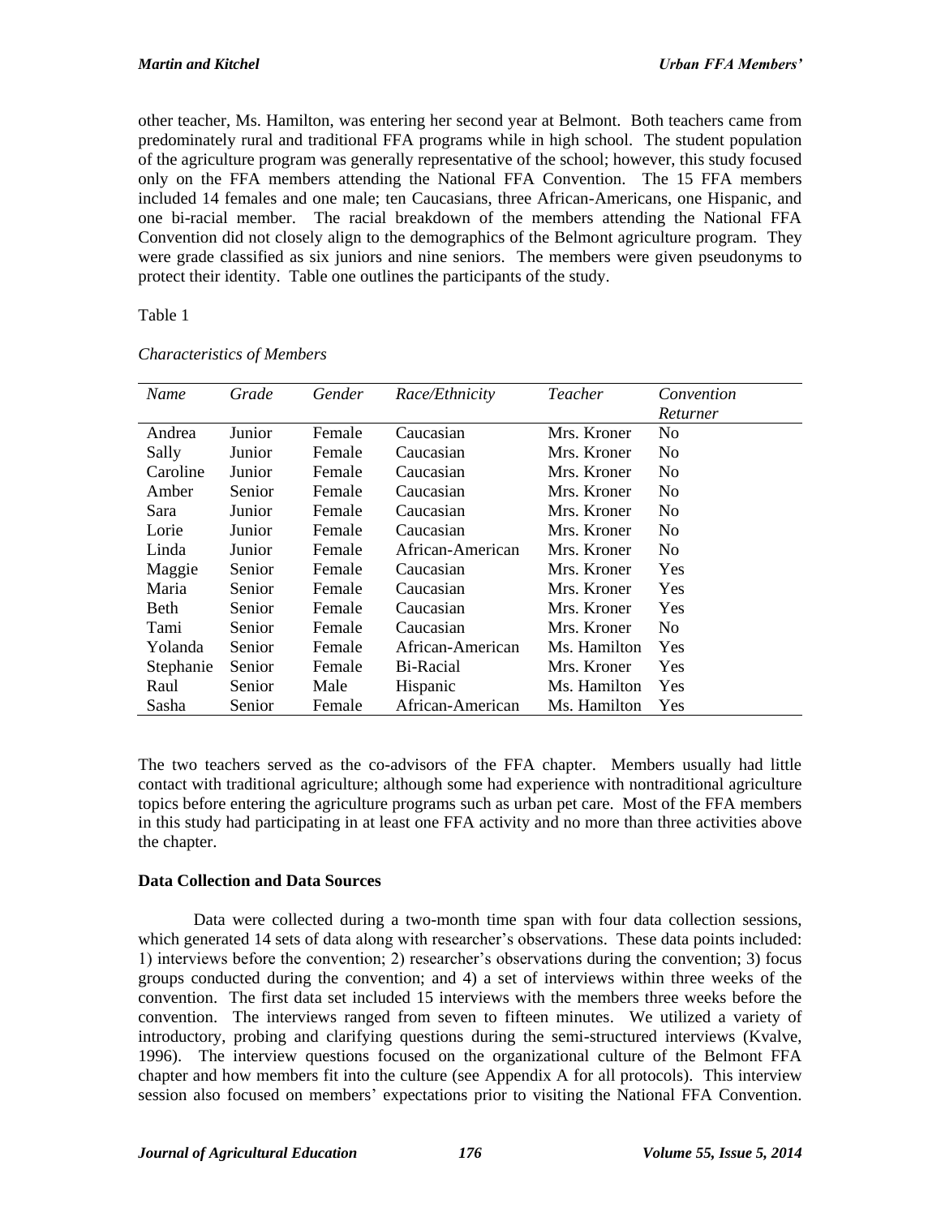other teacher, Ms. Hamilton, was entering her second year at Belmont. Both teachers came from predominately rural and traditional FFA programs while in high school. The student population of the agriculture program was generally representative of the school; however, this study focused only on the FFA members attending the National FFA Convention. The 15 FFA members included 14 females and one male; ten Caucasians, three African-Americans, one Hispanic, and one bi-racial member. The racial breakdown of the members attending the National FFA Convention did not closely align to the demographics of the Belmont agriculture program. They were grade classified as six juniors and nine seniors. The members were given pseudonyms to protect their identity. Table one outlines the participants of the study.

Table 1

*Characteristics of Members*

| *Name* | *Grade* | *Gender* | *Race/Ethnicity* | *Teacher* | *Convention Returner* |
|---|---|---|---|---|---|
| Andrea | Junior | Female | Caucasian | Mrs. Kroner | No |
| Sally | Junior | Female | Caucasian | Mrs. Kroner | No |
| Caroline | Junior | Female | Caucasian | Mrs. Kroner | No |
| Amber | Senior | Female | Caucasian | Mrs. Kroner | No |
| Sara | Junior | Female | Caucasian | Mrs. Kroner | No |
| Lorie | Junior | Female | Caucasian | Mrs. Kroner | No |
| Linda | Junior | Female | African-American | Mrs. Kroner | No |
| Maggie | Senior | Female | Caucasian | Mrs. Kroner | Yes |
| Maria | Senior | Female | Caucasian | Mrs. Kroner | Yes |
| Beth | Senior | Female | Caucasian | Mrs. Kroner | Yes |
| Tami | Senior | Female | Caucasian | Mrs. Kroner | No |
| Yolanda | Senior | Female | African-American | Ms. Hamilton | Yes |
| Stephanie | Senior | Female | Bi-Racial | Mrs. Kroner | Yes |
| Raul | Senior | Male | Hispanic | Ms. Hamilton | Yes |
| Sasha | Senior | Female | African-American | Ms. Hamilton | Yes |

The two teachers served as the co-advisors of the FFA chapter. Members usually had little contact with traditional agriculture; although some had experience with nontraditional agriculture topics before entering the agriculture programs such as urban pet care. Most of the FFA members in this study had participating in at least one FFA activity and no more than three activities above the chapter.

## Data Collection and Data Sources

Data were collected during a two-month time span with four data collection sessions, which generated 14 sets of data along with researcher's observations. These data points included: 1) interviews before the convention; 2) researcher's observations during the convention; 3) focus groups conducted during the convention; and 4) a set of interviews within three weeks of the convention. The first data set included 15 interviews with the members three weeks before the convention. The interviews ranged from seven to fifteen minutes. We utilized a variety of introductory, probing and clarifying questions during the semi-structured interviews (Kvalve, 1996). The interview questions focused on the organizational culture of the Belmont FFA chapter and how members fit into the culture (see Appendix A for all protocols). This interview session also focused on members' expectations prior to visiting the National FFA Convention.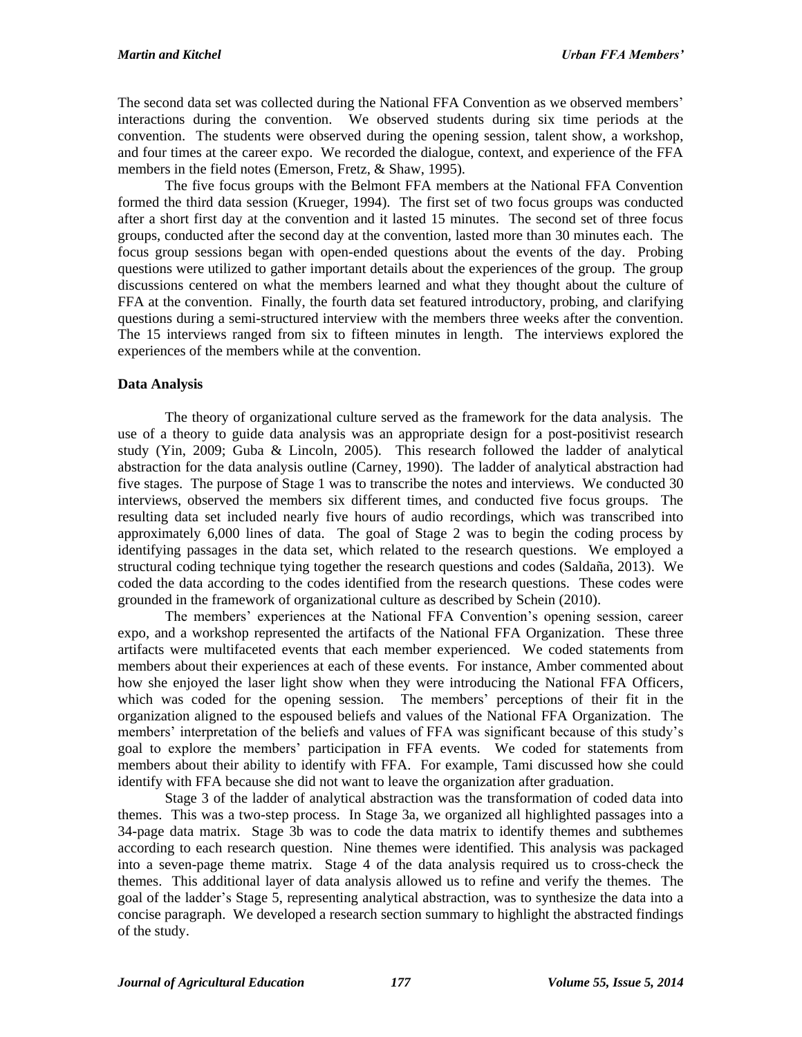The second data set was collected during the National FFA Convention as we observed members' interactions during the convention. We observed students during six time periods at the convention. The students were observed during the opening session, talent show, a workshop, and four times at the career expo. We recorded the dialogue, context, and experience of the FFA members in the field notes (Emerson, Fretz, & Shaw, 1995).

The five focus groups with the Belmont FFA members at the National FFA Convention formed the third data session (Krueger, 1994). The first set of two focus groups was conducted after a short first day at the convention and it lasted 15 minutes. The second set of three focus groups, conducted after the second day at the convention, lasted more than 30 minutes each. The focus group sessions began with open-ended questions about the events of the day. Probing questions were utilized to gather important details about the experiences of the group. The group discussions centered on what the members learned and what they thought about the culture of FFA at the convention. Finally, the fourth data set featured introductory, probing, and clarifying questions during a semi-structured interview with the members three weeks after the convention. The 15 interviews ranged from six to fifteen minutes in length. The interviews explored the experiences of the members while at the convention.

### Data Analysis

The theory of organizational culture served as the framework for the data analysis. The use of a theory to guide data analysis was an appropriate design for a post-positivist research study (Yin, 2009; Guba & Lincoln, 2005). This research followed the ladder of analytical abstraction for the data analysis outline (Carney, 1990). The ladder of analytical abstraction had five stages. The purpose of Stage 1 was to transcribe the notes and interviews. We conducted 30 interviews, observed the members six different times, and conducted five focus groups. The resulting data set included nearly five hours of audio recordings, which was transcribed into approximately 6,000 lines of data. The goal of Stage 2 was to begin the coding process by identifying passages in the data set, which related to the research questions. We employed a structural coding technique tying together the research questions and codes (Saldaña, 2013). We coded the data according to the codes identified from the research questions. These codes were grounded in the framework of organizational culture as described by Schein (2010).

The members' experiences at the National FFA Convention's opening session, career expo, and a workshop represented the artifacts of the National FFA Organization. These three artifacts were multifaceted events that each member experienced. We coded statements from members about their experiences at each of these events. For instance, Amber commented about how she enjoyed the laser light show when they were introducing the National FFA Officers, which was coded for the opening session. The members' perceptions of their fit in the organization aligned to the espoused beliefs and values of the National FFA Organization. The members' interpretation of the beliefs and values of FFA was significant because of this study's goal to explore the members' participation in FFA events. We coded for statements from members about their ability to identify with FFA. For example, Tami discussed how she could identify with FFA because she did not want to leave the organization after graduation.

Stage 3 of the ladder of analytical abstraction was the transformation of coded data into themes. This was a two-step process. In Stage 3a, we organized all highlighted passages into a 34-page data matrix. Stage 3b was to code the data matrix to identify themes and subthemes according to each research question. Nine themes were identified. This analysis was packaged into a seven-page theme matrix. Stage 4 of the data analysis required us to cross-check the themes. This additional layer of data analysis allowed us to refine and verify the themes. The goal of the ladder's Stage 5, representing analytical abstraction, was to synthesize the data into a concise paragraph. We developed a research section summary to highlight the abstracted findings of the study.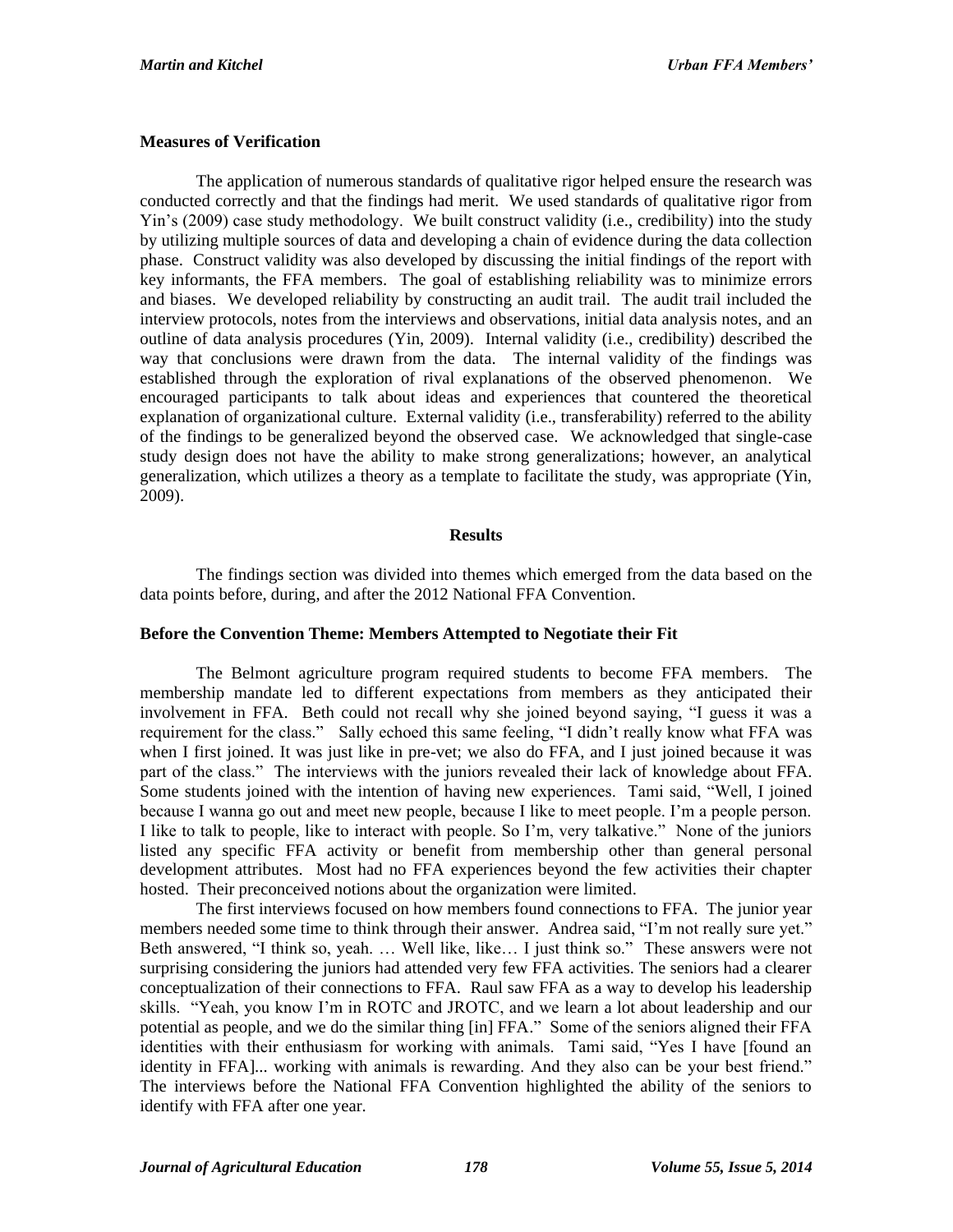### Measures of Verification

The application of numerous standards of qualitative rigor helped ensure the research was conducted correctly and that the findings had merit. We used standards of qualitative rigor from Yin's (2009) case study methodology. We built construct validity (i.e., credibility) into the study by utilizing multiple sources of data and developing a chain of evidence during the data collection phase. Construct validity was also developed by discussing the initial findings of the report with key informants, the FFA members. The goal of establishing reliability was to minimize errors and biases. We developed reliability by constructing an audit trail. The audit trail included the interview protocols, notes from the interviews and observations, initial data analysis notes, and an outline of data analysis procedures (Yin, 2009). Internal validity (i.e., credibility) described the way that conclusions were drawn from the data. The internal validity of the findings was established through the exploration of rival explanations of the observed phenomenon. We encouraged participants to talk about ideas and experiences that countered the theoretical explanation of organizational culture. External validity (i.e., transferability) referred to the ability of the findings to be generalized beyond the observed case. We acknowledged that single-case study design does not have the ability to make strong generalizations; however, an analytical generalization, which utilizes a theory as a template to facilitate the study, was appropriate (Yin, 2009).

## Results

The findings section was divided into themes which emerged from the data based on the data points before, during, and after the 2012 National FFA Convention.

### Before the Convention Theme: Members Attempted to Negotiate their Fit

The Belmont agriculture program required students to become FFA members. The membership mandate led to different expectations from members as they anticipated their involvement in FFA. Beth could not recall why she joined beyond saying, "I guess it was a requirement for the class." Sally echoed this same feeling, "I didn't really know what FFA was when I first joined. It was just like in pre-vet; we also do FFA, and I just joined because it was part of the class." The interviews with the juniors revealed their lack of knowledge about FFA. Some students joined with the intention of having new experiences. Tami said, "Well, I joined because I wanna go out and meet new people, because I like to meet people. I'm a people person. I like to talk to people, like to interact with people. So I'm, very talkative." None of the juniors listed any specific FFA activity or benefit from membership other than general personal development attributes. Most had no FFA experiences beyond the few activities their chapter hosted. Their preconceived notions about the organization were limited.

The first interviews focused on how members found connections to FFA. The junior year members needed some time to think through their answer. Andrea said, "I'm not really sure yet." Beth answered, "I think so, yeah. … Well like, like… I just think so." These answers were not surprising considering the juniors had attended very few FFA activities. The seniors had a clearer conceptualization of their connections to FFA. Raul saw FFA as a way to develop his leadership skills. "Yeah, you know I'm in ROTC and JROTC, and we learn a lot about leadership and our potential as people, and we do the similar thing [in] FFA." Some of the seniors aligned their FFA identities with their enthusiasm for working with animals. Tami said, "Yes I have [found an identity in FFA]... working with animals is rewarding. And they also can be your best friend." The interviews before the National FFA Convention highlighted the ability of the seniors to identify with FFA after one year.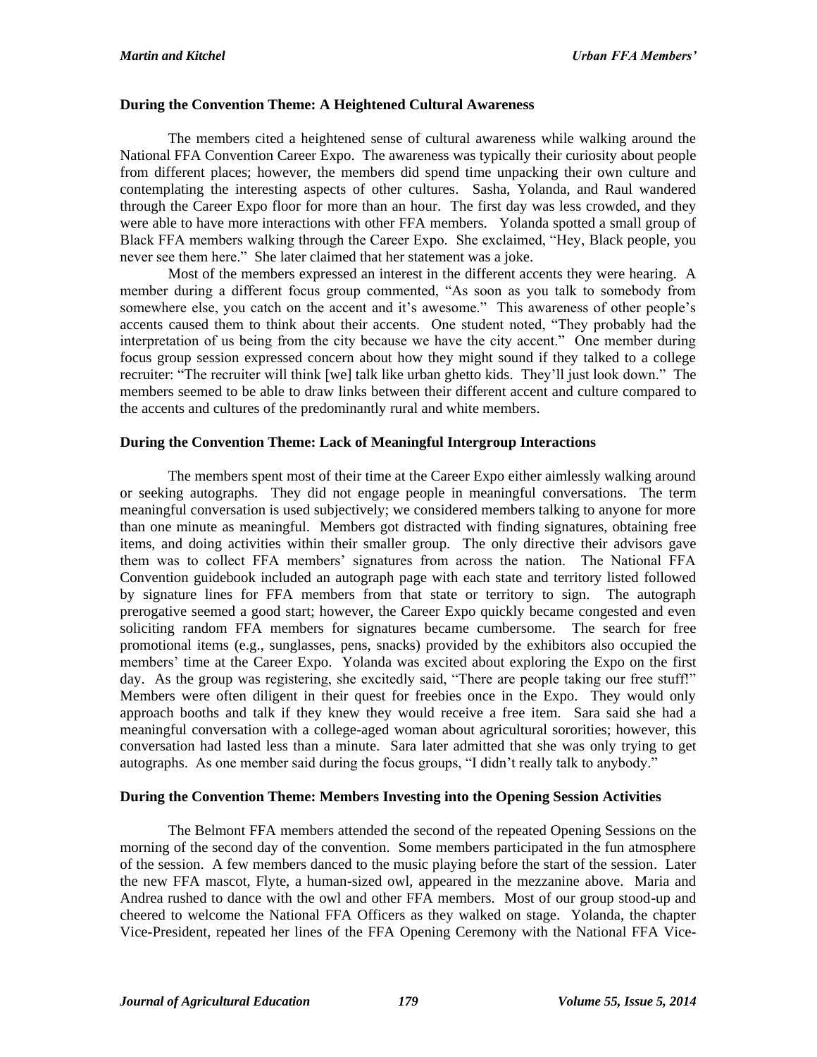### During the Convention Theme: A Heightened Cultural Awareness

The members cited a heightened sense of cultural awareness while walking around the National FFA Convention Career Expo. The awareness was typically their curiosity about people from different places; however, the members did spend time unpacking their own culture and contemplating the interesting aspects of other cultures. Sasha, Yolanda, and Raul wandered through the Career Expo floor for more than an hour. The first day was less crowded, and they were able to have more interactions with other FFA members. Yolanda spotted a small group of Black FFA members walking through the Career Expo. She exclaimed, "Hey, Black people, you never see them here." She later claimed that her statement was a joke.

Most of the members expressed an interest in the different accents they were hearing. A member during a different focus group commented, "As soon as you talk to somebody from somewhere else, you catch on the accent and it's awesome." This awareness of other people's accents caused them to think about their accents. One student noted, "They probably had the interpretation of us being from the city because we have the city accent." One member during focus group session expressed concern about how they might sound if they talked to a college recruiter: "The recruiter will think [we] talk like urban ghetto kids. They'll just look down." The members seemed to be able to draw links between their different accent and culture compared to the accents and cultures of the predominantly rural and white members.

### During the Convention Theme: Lack of Meaningful Intergroup Interactions

The members spent most of their time at the Career Expo either aimlessly walking around or seeking autographs. They did not engage people in meaningful conversations. The term meaningful conversation is used subjectively; we considered members talking to anyone for more than one minute as meaningful. Members got distracted with finding signatures, obtaining free items, and doing activities within their smaller group. The only directive their advisors gave them was to collect FFA members' signatures from across the nation. The National FFA Convention guidebook included an autograph page with each state and territory listed followed by signature lines for FFA members from that state or territory to sign. The autograph prerogative seemed a good start; however, the Career Expo quickly became congested and even soliciting random FFA members for signatures became cumbersome. The search for free promotional items (e.g., sunglasses, pens, snacks) provided by the exhibitors also occupied the members' time at the Career Expo. Yolanda was excited about exploring the Expo on the first day. As the group was registering, she excitedly said, "There are people taking our free stuff!" Members were often diligent in their quest for freebies once in the Expo. They would only approach booths and talk if they knew they would receive a free item. Sara said she had a meaningful conversation with a college-aged woman about agricultural sororities; however, this conversation had lasted less than a minute. Sara later admitted that she was only trying to get autographs. As one member said during the focus groups, "I didn't really talk to anybody."

### During the Convention Theme: Members Investing into the Opening Session Activities

The Belmont FFA members attended the second of the repeated Opening Sessions on the morning of the second day of the convention. Some members participated in the fun atmosphere of the session. A few members danced to the music playing before the start of the session. Later the new FFA mascot, Flyte, a human-sized owl, appeared in the mezzanine above. Maria and Andrea rushed to dance with the owl and other FFA members. Most of our group stood-up and cheered to welcome the National FFA Officers as they walked on stage. Yolanda, the chapter Vice-President, repeated her lines of the FFA Opening Ceremony with the National FFA Vice-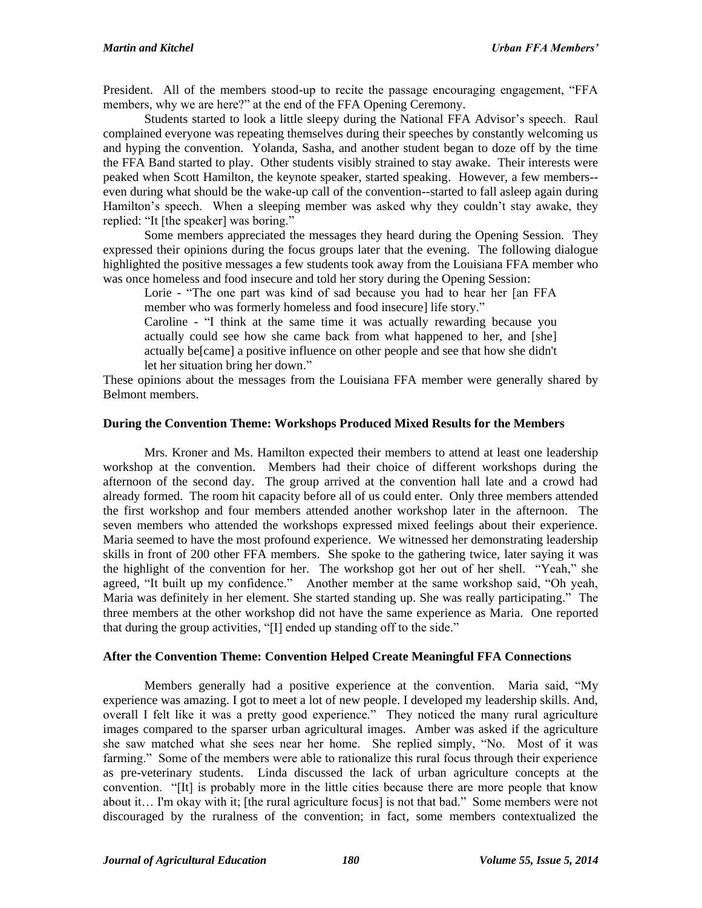President. All of the members stood-up to recite the passage encouraging engagement, "FFA members, why we are here?" at the end of the FFA Opening Ceremony.

Students started to look a little sleepy during the National FFA Advisor's speech. Raul complained everyone was repeating themselves during their speeches by constantly welcoming us and hyping the convention. Yolanda, Sasha, and another student began to doze off by the time the FFA Band started to play. Other students visibly strained to stay awake. Their interests were peaked when Scott Hamilton, the keynote speaker, started speaking. However, a few members--even during what should be the wake-up call of the convention--started to fall asleep again during Hamilton's speech. When a sleeping member was asked why they couldn't stay awake, they replied: "It [the speaker] was boring."

Some members appreciated the messages they heard during the Opening Session. They expressed their opinions during the focus groups later that the evening. The following dialogue highlighted the positive messages a few students took away from the Louisiana FFA member who was once homeless and food insecure and told her story during the Opening Session:

> Lorie - "The one part was kind of sad because you had to hear her [an FFA member who was formerly homeless and food insecure] life story."
>
> Caroline - "I think at the same time it was actually rewarding because you actually could see how she came back from what happened to her, and [she] actually be[came] a positive influence on other people and see that how she didn't let her situation bring her down."

These opinions about the messages from the Louisiana FFA member were generally shared by Belmont members.

### During the Convention Theme: Workshops Produced Mixed Results for the Members

Mrs. Kroner and Ms. Hamilton expected their members to attend at least one leadership workshop at the convention. Members had their choice of different workshops during the afternoon of the second day. The group arrived at the convention hall late and a crowd had already formed. The room hit capacity before all of us could enter. Only three members attended the first workshop and four members attended another workshop later in the afternoon. The seven members who attended the workshops expressed mixed feelings about their experience. Maria seemed to have the most profound experience. We witnessed her demonstrating leadership skills in front of 200 other FFA members. She spoke to the gathering twice, later saying it was the highlight of the convention for her. The workshop got her out of her shell. "Yeah," she agreed, "It built up my confidence." Another member at the same workshop said, "Oh yeah, Maria was definitely in her element. She started standing up. She was really participating." The three members at the other workshop did not have the same experience as Maria. One reported that during the group activities, "[I] ended up standing off to the side."

### After the Convention Theme: Convention Helped Create Meaningful FFA Connections

Members generally had a positive experience at the convention. Maria said, "My experience was amazing. I got to meet a lot of new people. I developed my leadership skills. And, overall I felt like it was a pretty good experience." They noticed the many rural agriculture images compared to the sparser urban agricultural images. Amber was asked if the agriculture she saw matched what she sees near her home. She replied simply, "No. Most of it was farming." Some of the members were able to rationalize this rural focus through their experience as pre-veterinary students. Linda discussed the lack of urban agriculture concepts at the convention. "[It] is probably more in the little cities because there are more people that know about it… I'm okay with it; [the rural agriculture focus] is not that bad." Some members were not discouraged by the ruralness of the convention; in fact, some members contextualized the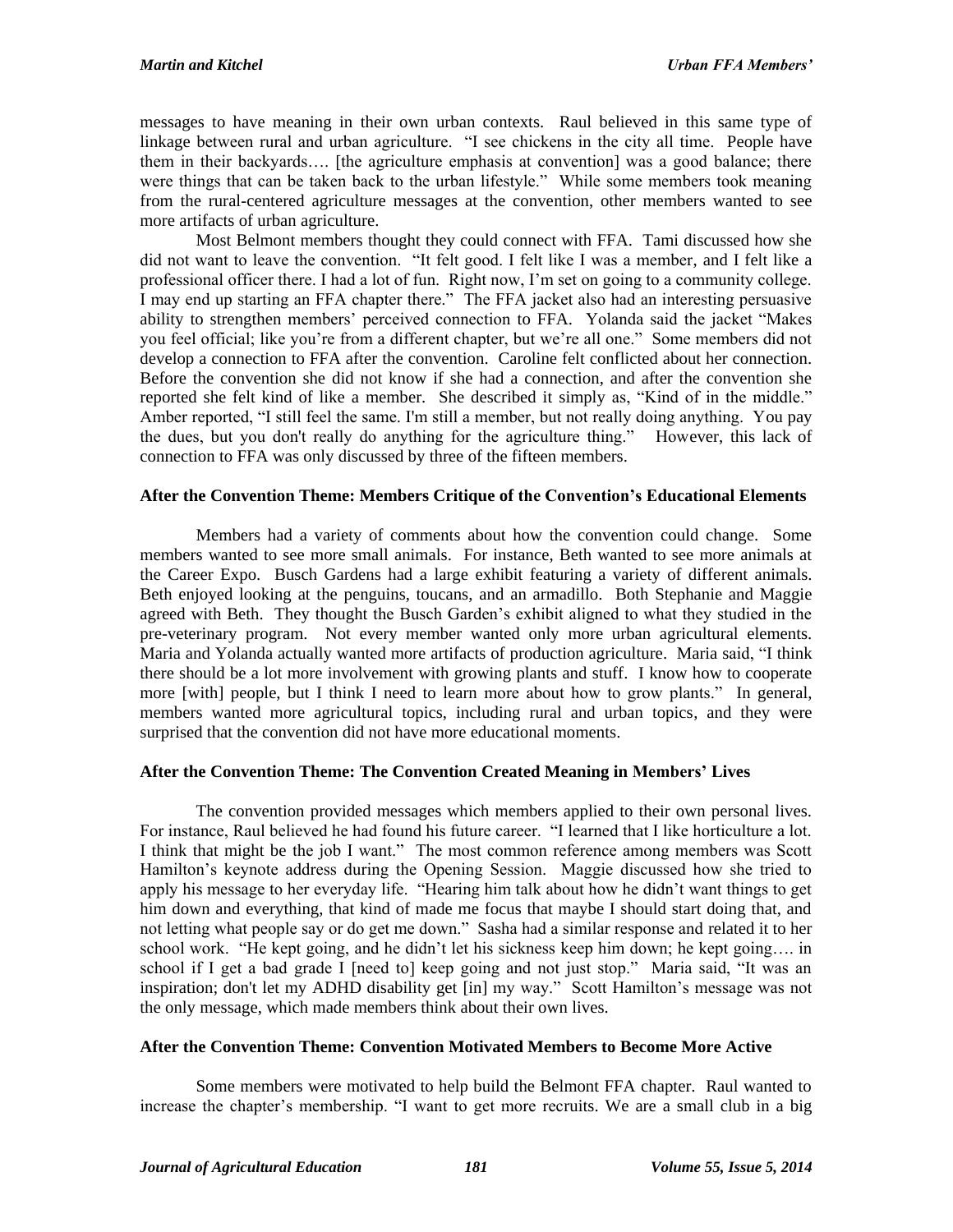messages to have meaning in their own urban contexts. Raul believed in this same type of linkage between rural and urban agriculture. "I see chickens in the city all time. People have them in their backyards…. [the agriculture emphasis at convention] was a good balance; there were things that can be taken back to the urban lifestyle." While some members took meaning from the rural-centered agriculture messages at the convention, other members wanted to see more artifacts of urban agriculture.

Most Belmont members thought they could connect with FFA. Tami discussed how she did not want to leave the convention. "It felt good. I felt like I was a member, and I felt like a professional officer there. I had a lot of fun. Right now, I'm set on going to a community college. I may end up starting an FFA chapter there." The FFA jacket also had an interesting persuasive ability to strengthen members' perceived connection to FFA. Yolanda said the jacket "Makes you feel official; like you're from a different chapter, but we're all one." Some members did not develop a connection to FFA after the convention. Caroline felt conflicted about her connection. Before the convention she did not know if she had a connection, and after the convention she reported she felt kind of like a member. She described it simply as, "Kind of in the middle." Amber reported, "I still feel the same. I'm still a member, but not really doing anything. You pay the dues, but you don't really do anything for the agriculture thing." However, this lack of connection to FFA was only discussed by three of the fifteen members.

### After the Convention Theme: Members Critique of the Convention's Educational Elements

Members had a variety of comments about how the convention could change. Some members wanted to see more small animals. For instance, Beth wanted to see more animals at the Career Expo. Busch Gardens had a large exhibit featuring a variety of different animals. Beth enjoyed looking at the penguins, toucans, and an armadillo. Both Stephanie and Maggie agreed with Beth. They thought the Busch Garden's exhibit aligned to what they studied in the pre-veterinary program. Not every member wanted only more urban agricultural elements. Maria and Yolanda actually wanted more artifacts of production agriculture. Maria said, "I think there should be a lot more involvement with growing plants and stuff. I know how to cooperate more [with] people, but I think I need to learn more about how to grow plants." In general, members wanted more agricultural topics, including rural and urban topics, and they were surprised that the convention did not have more educational moments.

### After the Convention Theme: The Convention Created Meaning in Members' Lives

The convention provided messages which members applied to their own personal lives. For instance, Raul believed he had found his future career. "I learned that I like horticulture a lot. I think that might be the job I want." The most common reference among members was Scott Hamilton's keynote address during the Opening Session. Maggie discussed how she tried to apply his message to her everyday life. "Hearing him talk about how he didn't want things to get him down and everything, that kind of made me focus that maybe I should start doing that, and not letting what people say or do get me down." Sasha had a similar response and related it to her school work. "He kept going, and he didn't let his sickness keep him down; he kept going…. in school if I get a bad grade I [need to] keep going and not just stop." Maria said, "It was an inspiration; don't let my ADHD disability get [in] my way." Scott Hamilton's message was not the only message, which made members think about their own lives.

### After the Convention Theme: Convention Motivated Members to Become More Active

Some members were motivated to help build the Belmont FFA chapter. Raul wanted to increase the chapter's membership. "I want to get more recruits. We are a small club in a big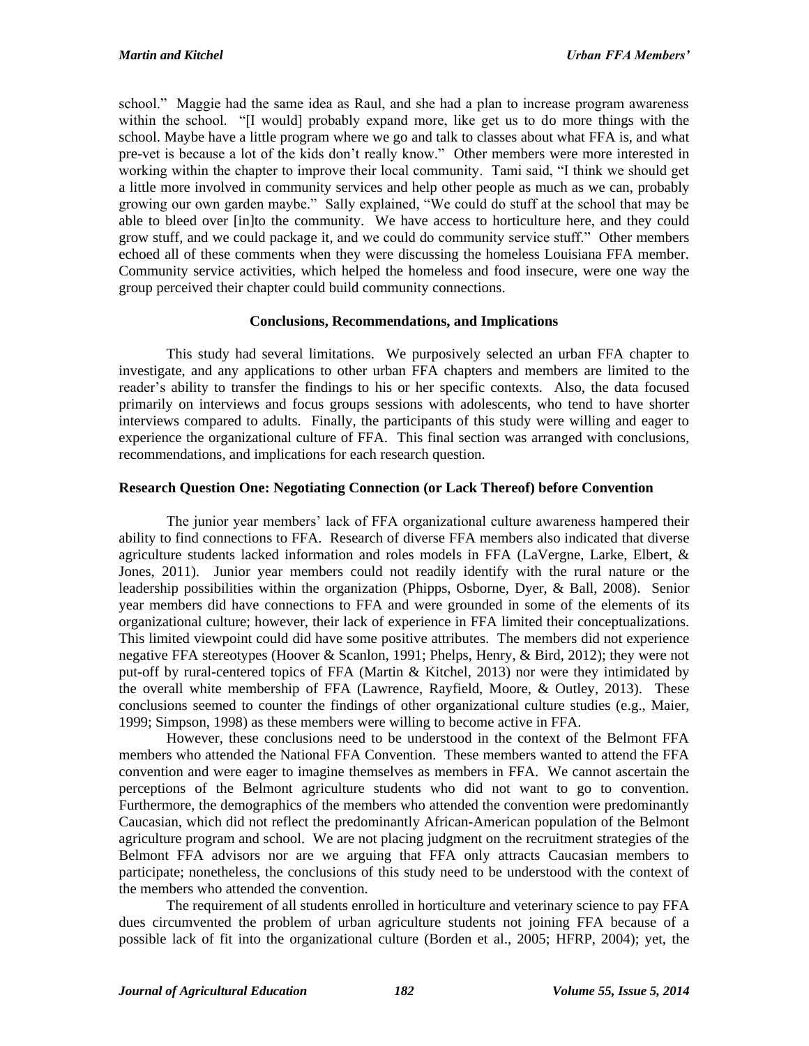school." Maggie had the same idea as Raul, and she had a plan to increase program awareness within the school. "[I would] probably expand more, like get us to do more things with the school. Maybe have a little program where we go and talk to classes about what FFA is, and what pre-vet is because a lot of the kids don't really know." Other members were more interested in working within the chapter to improve their local community. Tami said, "I think we should get a little more involved in community services and help other people as much as we can, probably growing our own garden maybe." Sally explained, "We could do stuff at the school that may be able to bleed over [in]to the community. We have access to horticulture here, and they could grow stuff, and we could package it, and we could do community service stuff." Other members echoed all of these comments when they were discussing the homeless Louisiana FFA member. Community service activities, which helped the homeless and food insecure, were one way the group perceived their chapter could build community connections.

## Conclusions, Recommendations, and Implications

This study had several limitations. We purposively selected an urban FFA chapter to investigate, and any applications to other urban FFA chapters and members are limited to the reader's ability to transfer the findings to his or her specific contexts. Also, the data focused primarily on interviews and focus groups sessions with adolescents, who tend to have shorter interviews compared to adults. Finally, the participants of this study were willing and eager to experience the organizational culture of FFA. This final section was arranged with conclusions, recommendations, and implications for each research question.

### Research Question One: Negotiating Connection (or Lack Thereof) before Convention

The junior year members' lack of FFA organizational culture awareness hampered their ability to find connections to FFA. Research of diverse FFA members also indicated that diverse agriculture students lacked information and roles models in FFA (LaVergne, Larke, Elbert, & Jones, 2011). Junior year members could not readily identify with the rural nature or the leadership possibilities within the organization (Phipps, Osborne, Dyer, & Ball, 2008). Senior year members did have connections to FFA and were grounded in some of the elements of its organizational culture; however, their lack of experience in FFA limited their conceptualizations. This limited viewpoint could did have some positive attributes. The members did not experience negative FFA stereotypes (Hoover & Scanlon, 1991; Phelps, Henry, & Bird, 2012); they were not put-off by rural-centered topics of FFA (Martin & Kitchel, 2013) nor were they intimidated by the overall white membership of FFA (Lawrence, Rayfield, Moore, & Outley, 2013). These conclusions seemed to counter the findings of other organizational culture studies (e.g., Maier, 1999; Simpson, 1998) as these members were willing to become active in FFA.

However, these conclusions need to be understood in the context of the Belmont FFA members who attended the National FFA Convention. These members wanted to attend the FFA convention and were eager to imagine themselves as members in FFA. We cannot ascertain the perceptions of the Belmont agriculture students who did not want to go to convention. Furthermore, the demographics of the members who attended the convention were predominantly Caucasian, which did not reflect the predominantly African-American population of the Belmont agriculture program and school. We are not placing judgment on the recruitment strategies of the Belmont FFA advisors nor are we arguing that FFA only attracts Caucasian members to participate; nonetheless, the conclusions of this study need to be understood with the context of the members who attended the convention.

The requirement of all students enrolled in horticulture and veterinary science to pay FFA dues circumvented the problem of urban agriculture students not joining FFA because of a possible lack of fit into the organizational culture (Borden et al., 2005; HFRP, 2004); yet, the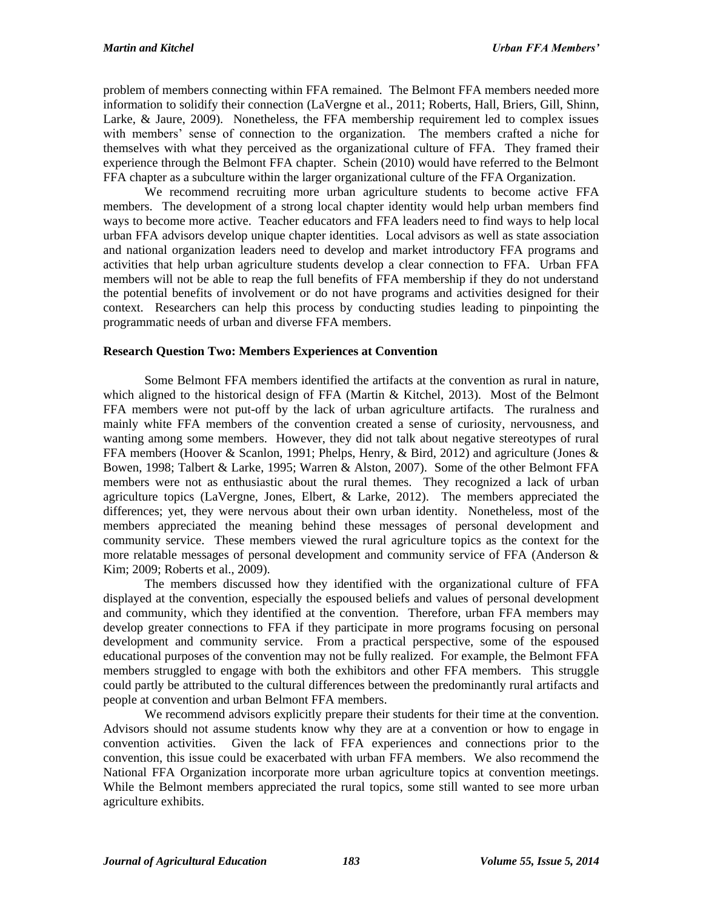problem of members connecting within FFA remained. The Belmont FFA members needed more information to solidify their connection (LaVergne et al., 2011; Roberts, Hall, Briers, Gill, Shinn, Larke, & Jaure, 2009). Nonetheless, the FFA membership requirement led to complex issues with members' sense of connection to the organization. The members crafted a niche for themselves with what they perceived as the organizational culture of FFA. They framed their experience through the Belmont FFA chapter. Schein (2010) would have referred to the Belmont FFA chapter as a subculture within the larger organizational culture of the FFA Organization.

We recommend recruiting more urban agriculture students to become active FFA members. The development of a strong local chapter identity would help urban members find ways to become more active. Teacher educators and FFA leaders need to find ways to help local urban FFA advisors develop unique chapter identities. Local advisors as well as state association and national organization leaders need to develop and market introductory FFA programs and activities that help urban agriculture students develop a clear connection to FFA. Urban FFA members will not be able to reap the full benefits of FFA membership if they do not understand the potential benefits of involvement or do not have programs and activities designed for their context. Researchers can help this process by conducting studies leading to pinpointing the programmatic needs of urban and diverse FFA members.

### Research Question Two: Members Experiences at Convention

Some Belmont FFA members identified the artifacts at the convention as rural in nature, which aligned to the historical design of FFA (Martin & Kitchel, 2013). Most of the Belmont FFA members were not put-off by the lack of urban agriculture artifacts. The ruralness and mainly white FFA members of the convention created a sense of curiosity, nervousness, and wanting among some members. However, they did not talk about negative stereotypes of rural FFA members (Hoover & Scanlon, 1991; Phelps, Henry, & Bird, 2012) and agriculture (Jones & Bowen, 1998; Talbert & Larke, 1995; Warren & Alston, 2007). Some of the other Belmont FFA members were not as enthusiastic about the rural themes. They recognized a lack of urban agriculture topics (LaVergne, Jones, Elbert, & Larke, 2012). The members appreciated the differences; yet, they were nervous about their own urban identity. Nonetheless, most of the members appreciated the meaning behind these messages of personal development and community service. These members viewed the rural agriculture topics as the context for the more relatable messages of personal development and community service of FFA (Anderson & Kim; 2009; Roberts et al., 2009).

The members discussed how they identified with the organizational culture of FFA displayed at the convention, especially the espoused beliefs and values of personal development and community, which they identified at the convention. Therefore, urban FFA members may develop greater connections to FFA if they participate in more programs focusing on personal development and community service. From a practical perspective, some of the espoused educational purposes of the convention may not be fully realized. For example, the Belmont FFA members struggled to engage with both the exhibitors and other FFA members. This struggle could partly be attributed to the cultural differences between the predominantly rural artifacts and people at convention and urban Belmont FFA members.

We recommend advisors explicitly prepare their students for their time at the convention. Advisors should not assume students know why they are at a convention or how to engage in convention activities. Given the lack of FFA experiences and connections prior to the convention, this issue could be exacerbated with urban FFA members. We also recommend the National FFA Organization incorporate more urban agriculture topics at convention meetings. While the Belmont members appreciated the rural topics, some still wanted to see more urban agriculture exhibits.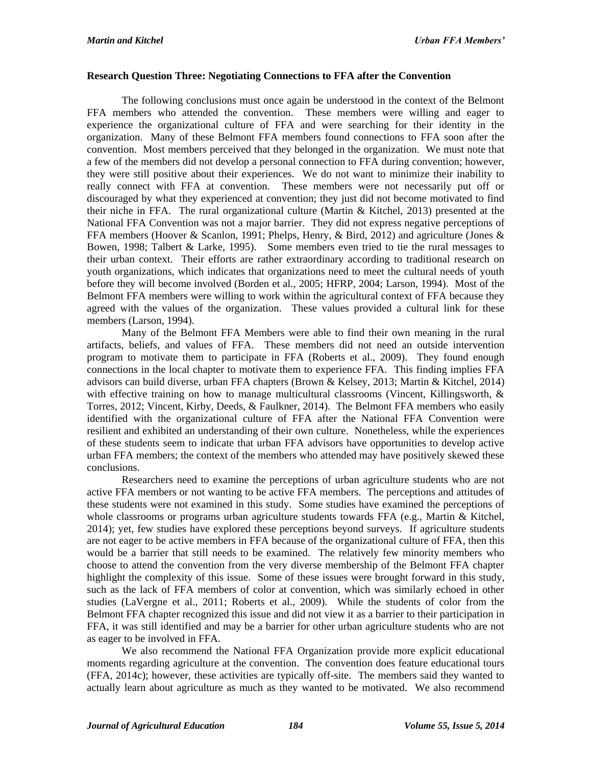### Research Question Three: Negotiating Connections to FFA after the Convention

The following conclusions must once again be understood in the context of the Belmont FFA members who attended the convention. These members were willing and eager to experience the organizational culture of FFA and were searching for their identity in the organization. Many of these Belmont FFA members found connections to FFA soon after the convention. Most members perceived that they belonged in the organization. We must note that a few of the members did not develop a personal connection to FFA during convention; however, they were still positive about their experiences. We do not want to minimize their inability to really connect with FFA at convention. These members were not necessarily put off or discouraged by what they experienced at convention; they just did not become motivated to find their niche in FFA. The rural organizational culture (Martin & Kitchel, 2013) presented at the National FFA Convention was not a major barrier. They did not express negative perceptions of FFA members (Hoover & Scanlon, 1991; Phelps, Henry, & Bird, 2012) and agriculture (Jones & Bowen, 1998; Talbert & Larke, 1995). Some members even tried to tie the rural messages to their urban context. Their efforts are rather extraordinary according to traditional research on youth organizations, which indicates that organizations need to meet the cultural needs of youth before they will become involved (Borden et al., 2005; HFRP, 2004; Larson, 1994). Most of the Belmont FFA members were willing to work within the agricultural context of FFA because they agreed with the values of the organization. These values provided a cultural link for these members (Larson, 1994).

Many of the Belmont FFA Members were able to find their own meaning in the rural artifacts, beliefs, and values of FFA. These members did not need an outside intervention program to motivate them to participate in FFA (Roberts et al., 2009). They found enough connections in the local chapter to motivate them to experience FFA. This finding implies FFA advisors can build diverse, urban FFA chapters (Brown & Kelsey, 2013; Martin & Kitchel, 2014) with effective training on how to manage multicultural classrooms (Vincent, Killingsworth, & Torres, 2012; Vincent, Kirby, Deeds, & Faulkner, 2014). The Belmont FFA members who easily identified with the organizational culture of FFA after the National FFA Convention were resilient and exhibited an understanding of their own culture. Nonetheless, while the experiences of these students seem to indicate that urban FFA advisors have opportunities to develop active urban FFA members; the context of the members who attended may have positively skewed these conclusions.

Researchers need to examine the perceptions of urban agriculture students who are not active FFA members or not wanting to be active FFA members. The perceptions and attitudes of these students were not examined in this study. Some studies have examined the perceptions of whole classrooms or programs urban agriculture students towards FFA (e.g., Martin & Kitchel, 2014); yet, few studies have explored these perceptions beyond surveys. If agriculture students are not eager to be active members in FFA because of the organizational culture of FFA, then this would be a barrier that still needs to be examined. The relatively few minority members who choose to attend the convention from the very diverse membership of the Belmont FFA chapter highlight the complexity of this issue. Some of these issues were brought forward in this study, such as the lack of FFA members of color at convention, which was similarly echoed in other studies (LaVergne et al., 2011; Roberts et al., 2009). While the students of color from the Belmont FFA chapter recognized this issue and did not view it as a barrier to their participation in FFA, it was still identified and may be a barrier for other urban agriculture students who are not as eager to be involved in FFA.

We also recommend the National FFA Organization provide more explicit educational moments regarding agriculture at the convention. The convention does feature educational tours (FFA, 2014c); however, these activities are typically off-site. The members said they wanted to actually learn about agriculture as much as they wanted to be motivated. We also recommend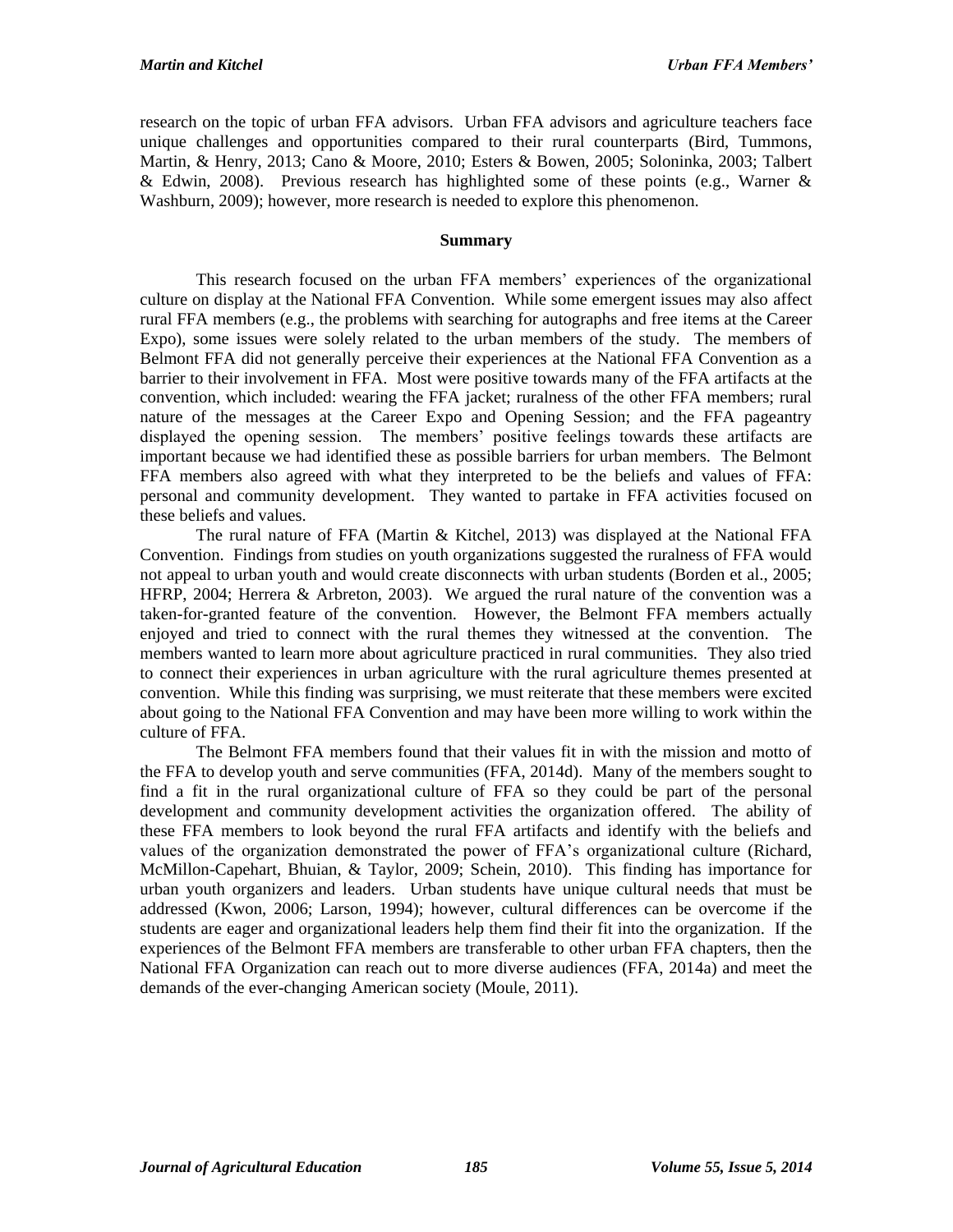research on the topic of urban FFA advisors. Urban FFA advisors and agriculture teachers face unique challenges and opportunities compared to their rural counterparts (Bird, Tummons, Martin, & Henry, 2013; Cano & Moore, 2010; Esters & Bowen, 2005; Soloninka, 2003; Talbert & Edwin, 2008). Previous research has highlighted some of these points (e.g., Warner & Washburn, 2009); however, more research is needed to explore this phenomenon.

## Summary

This research focused on the urban FFA members' experiences of the organizational culture on display at the National FFA Convention. While some emergent issues may also affect rural FFA members (e.g., the problems with searching for autographs and free items at the Career Expo), some issues were solely related to the urban members of the study. The members of Belmont FFA did not generally perceive their experiences at the National FFA Convention as a barrier to their involvement in FFA. Most were positive towards many of the FFA artifacts at the convention, which included: wearing the FFA jacket; ruralness of the other FFA members; rural nature of the messages at the Career Expo and Opening Session; and the FFA pageantry displayed the opening session. The members' positive feelings towards these artifacts are important because we had identified these as possible barriers for urban members. The Belmont FFA members also agreed with what they interpreted to be the beliefs and values of FFA: personal and community development. They wanted to partake in FFA activities focused on these beliefs and values.

The rural nature of FFA (Martin & Kitchel, 2013) was displayed at the National FFA Convention. Findings from studies on youth organizations suggested the ruralness of FFA would not appeal to urban youth and would create disconnects with urban students (Borden et al., 2005; HFRP, 2004; Herrera & Arbreton, 2003). We argued the rural nature of the convention was a taken-for-granted feature of the convention. However, the Belmont FFA members actually enjoyed and tried to connect with the rural themes they witnessed at the convention. The members wanted to learn more about agriculture practiced in rural communities. They also tried to connect their experiences in urban agriculture with the rural agriculture themes presented at convention. While this finding was surprising, we must reiterate that these members were excited about going to the National FFA Convention and may have been more willing to work within the culture of FFA.

The Belmont FFA members found that their values fit in with the mission and motto of the FFA to develop youth and serve communities (FFA, 2014d). Many of the members sought to find a fit in the rural organizational culture of FFA so they could be part of the personal development and community development activities the organization offered. The ability of these FFA members to look beyond the rural FFA artifacts and identify with the beliefs and values of the organization demonstrated the power of FFA's organizational culture (Richard, McMillon-Capehart, Bhuian, & Taylor, 2009; Schein, 2010). This finding has importance for urban youth organizers and leaders. Urban students have unique cultural needs that must be addressed (Kwon, 2006; Larson, 1994); however, cultural differences can be overcome if the students are eager and organizational leaders help them find their fit into the organization. If the experiences of the Belmont FFA members are transferable to other urban FFA chapters, then the National FFA Organization can reach out to more diverse audiences (FFA, 2014a) and meet the demands of the ever-changing American society (Moule, 2011).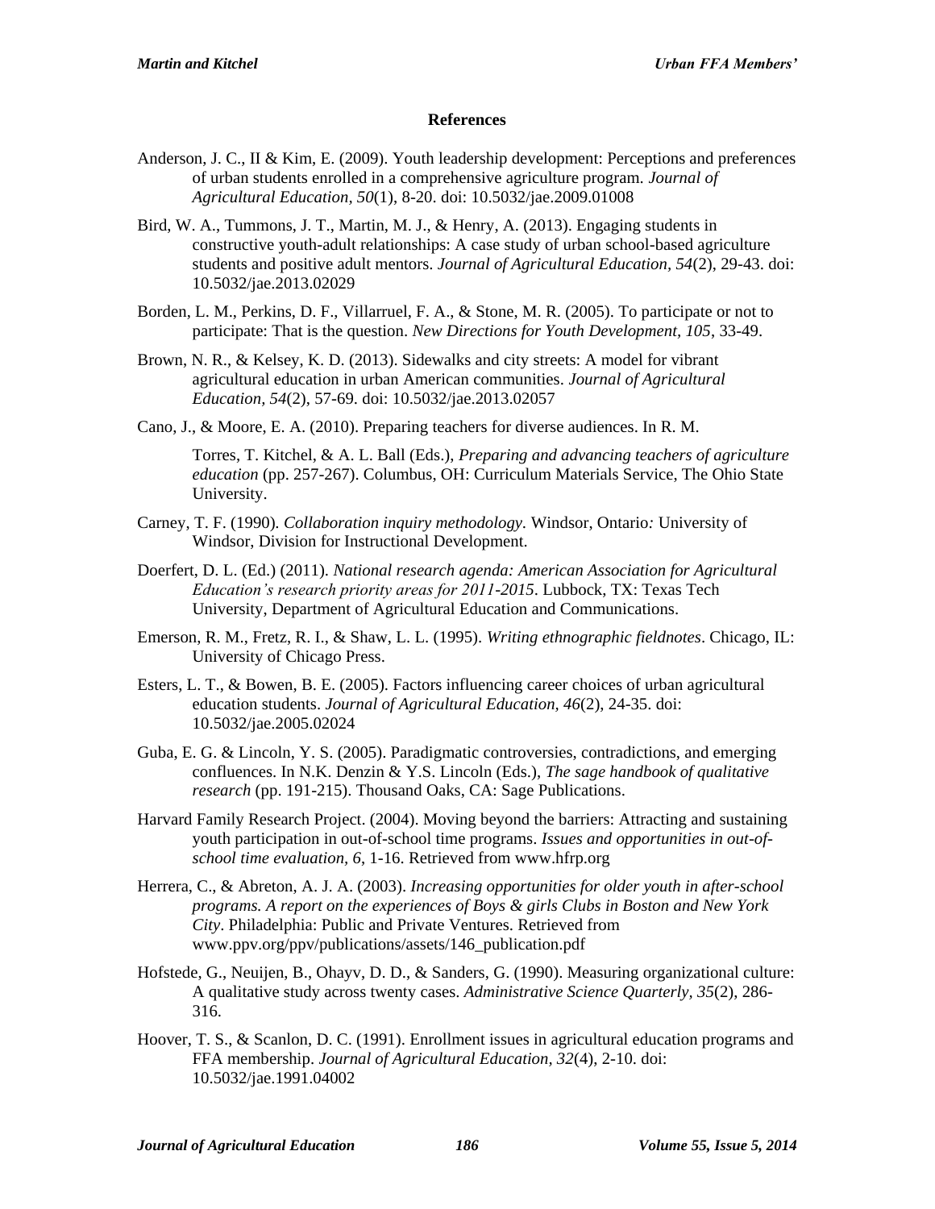## References

Anderson, J. C., II & Kim, E. (2009). Youth leadership development: Perceptions and preferences of urban students enrolled in a comprehensive agriculture program. *Journal of Agricultural Education, 50*(1), 8-20. doi: 10.5032/jae.2009.01008

Bird, W. A., Tummons, J. T., Martin, M. J., & Henry, A. (2013). Engaging students in constructive youth-adult relationships: A case study of urban school-based agriculture students and positive adult mentors. *Journal of Agricultural Education, 54*(2), 29-43. doi: 10.5032/jae.2013.02029

Borden, L. M., Perkins, D. F., Villarruel, F. A., & Stone, M. R. (2005). To participate or not to participate: That is the question. *New Directions for Youth Development, 105*, 33-49.

Brown, N. R., & Kelsey, K. D. (2013). Sidewalks and city streets: A model for vibrant agricultural education in urban American communities. *Journal of Agricultural Education, 54*(2), 57-69. doi: 10.5032/jae.2013.02057

Cano, J., & Moore, E. A. (2010). Preparing teachers for diverse audiences. In R. M.

Torres, T. Kitchel, & A. L. Ball (Eds.), *Preparing and advancing teachers of agriculture education* (pp. 257-267). Columbus, OH: Curriculum Materials Service, The Ohio State University.

Carney, T. F. (1990). *Collaboration inquiry methodology.* Windsor, Ontario*:* University of Windsor, Division for Instructional Development.

Doerfert, D. L. (Ed.) (2011). *National research agenda: American Association for Agricultural Education's research priority areas for 2011-2015*. Lubbock, TX: Texas Tech University, Department of Agricultural Education and Communications.

Emerson, R. M., Fretz, R. I., & Shaw, L. L. (1995). *Writing ethnographic fieldnotes*. Chicago, IL: University of Chicago Press.

Esters, L. T., & Bowen, B. E. (2005). Factors influencing career choices of urban agricultural education students. *Journal of Agricultural Education, 46*(2), 24-35. doi: 10.5032/jae.2005.02024

Guba, E. G. & Lincoln, Y. S. (2005). Paradigmatic controversies, contradictions, and emerging confluences. In N.K. Denzin & Y.S. Lincoln (Eds.), *The sage handbook of qualitative research* (pp. 191-215). Thousand Oaks, CA: Sage Publications.

Harvard Family Research Project. (2004). Moving beyond the barriers: Attracting and sustaining youth participation in out-of-school time programs. *Issues and opportunities in out-of-school time evaluation, 6*, 1-16. Retrieved from www.hfrp.org

Herrera, C., & Abreton, A. J. A. (2003). *Increasing opportunities for older youth in after-school programs. A report on the experiences of Boys & girls Clubs in Boston and New York City*. Philadelphia: Public and Private Ventures. Retrieved from www.ppv.org/ppv/publications/assets/146_publication.pdf

Hofstede, G., Neuijen, B., Ohayv, D. D., & Sanders, G. (1990). Measuring organizational culture: A qualitative study across twenty cases. *Administrative Science Quarterly, 35*(2), 286-316.

Hoover, T. S., & Scanlon, D. C. (1991). Enrollment issues in agricultural education programs and FFA membership. *Journal of Agricultural Education, 32*(4), 2-10. doi: 10.5032/jae.1991.04002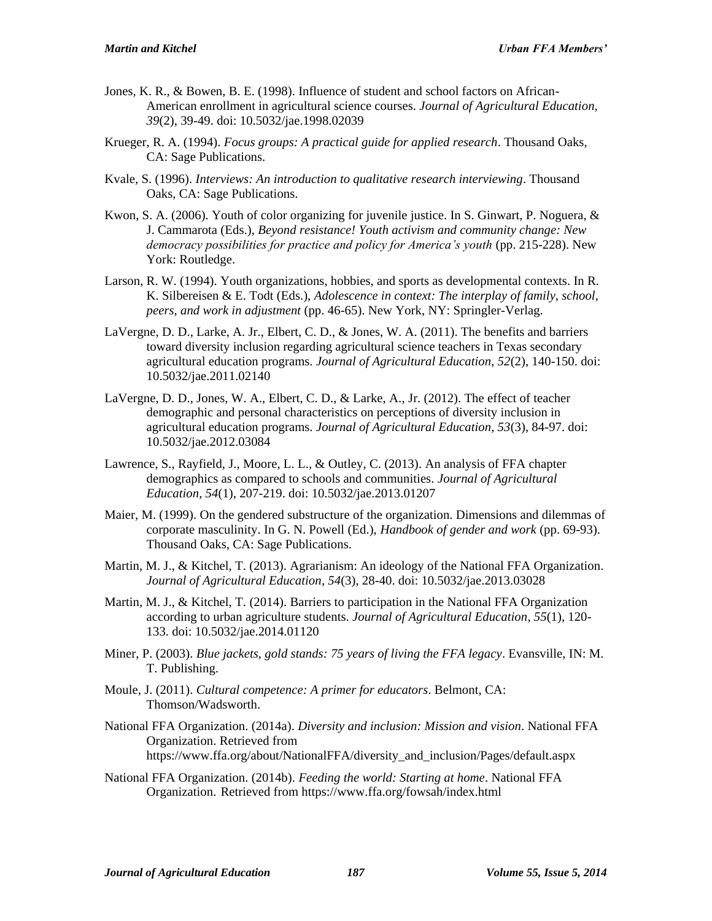Jones, K. R., & Bowen, B. E. (1998). Influence of student and school factors on African-American enrollment in agricultural science courses. *Journal of Agricultural Education, 39*(2), 39-49. doi: 10.5032/jae.1998.02039

Krueger, R. A. (1994). *Focus groups: A practical guide for applied research*. Thousand Oaks, CA: Sage Publications.

Kvale, S. (1996). *Interviews: An introduction to qualitative research interviewing*. Thousand Oaks, CA: Sage Publications.

Kwon, S. A. (2006). Youth of color organizing for juvenile justice. In S. Ginwart, P. Noguera, & J. Cammarota (Eds.), *Beyond resistance! Youth activism and community change: New democracy possibilities for practice and policy for America's youth* (pp. 215-228). New York: Routledge.

Larson, R. W. (1994). Youth organizations, hobbies, and sports as developmental contexts. In R. K. Silbereisen & E. Todt (Eds.), *Adolescence in context: The interplay of family, school, peers, and work in adjustment* (pp. 46-65). New York, NY: Springler-Verlag.

LaVergne, D. D., Larke, A. Jr., Elbert, C. D., & Jones, W. A. (2011). The benefits and barriers toward diversity inclusion regarding agricultural science teachers in Texas secondary agricultural education programs. *Journal of Agricultural Education, 52*(2), 140-150. doi: 10.5032/jae.2011.02140

LaVergne, D. D., Jones, W. A., Elbert, C. D., & Larke, A., Jr. (2012). The effect of teacher demographic and personal characteristics on perceptions of diversity inclusion in agricultural education programs. *Journal of Agricultural Education, 53*(3), 84-97. doi: 10.5032/jae.2012.03084

Lawrence, S., Rayfield, J., Moore, L. L., & Outley, C. (2013). An analysis of FFA chapter demographics as compared to schools and communities. *Journal of Agricultural Education, 54*(1), 207-219. doi: 10.5032/jae.2013.01207

Maier, M. (1999). On the gendered substructure of the organization. Dimensions and dilemmas of corporate masculinity. In G. N. Powell (Ed.), *Handbook of gender and work* (pp. 69-93). Thousand Oaks, CA: Sage Publications.

Martin, M. J., & Kitchel, T. (2013). Agrarianism: An ideology of the National FFA Organization. *Journal of Agricultural Education, 54*(3), 28-40. doi: 10.5032/jae.2013.03028

Martin, M. J., & Kitchel, T. (2014). Barriers to participation in the National FFA Organization according to urban agriculture students. *Journal of Agricultural Education, 55*(1), 120-133. doi: 10.5032/jae.2014.01120

Miner, P. (2003). *Blue jackets, gold stands: 75 years of living the FFA legacy*. Evansville, IN: M. T. Publishing.

Moule, J. (2011). *Cultural competence: A primer for educators*. Belmont, CA: Thomson/Wadsworth.

National FFA Organization. (2014a). *Diversity and inclusion: Mission and vision*. National FFA Organization. Retrieved from https://www.ffa.org/about/NationalFFA/diversity_and_inclusion/Pages/default.aspx

National FFA Organization. (2014b). *Feeding the world: Starting at home*. National FFA Organization. Retrieved from https://www.ffa.org/fowsah/index.html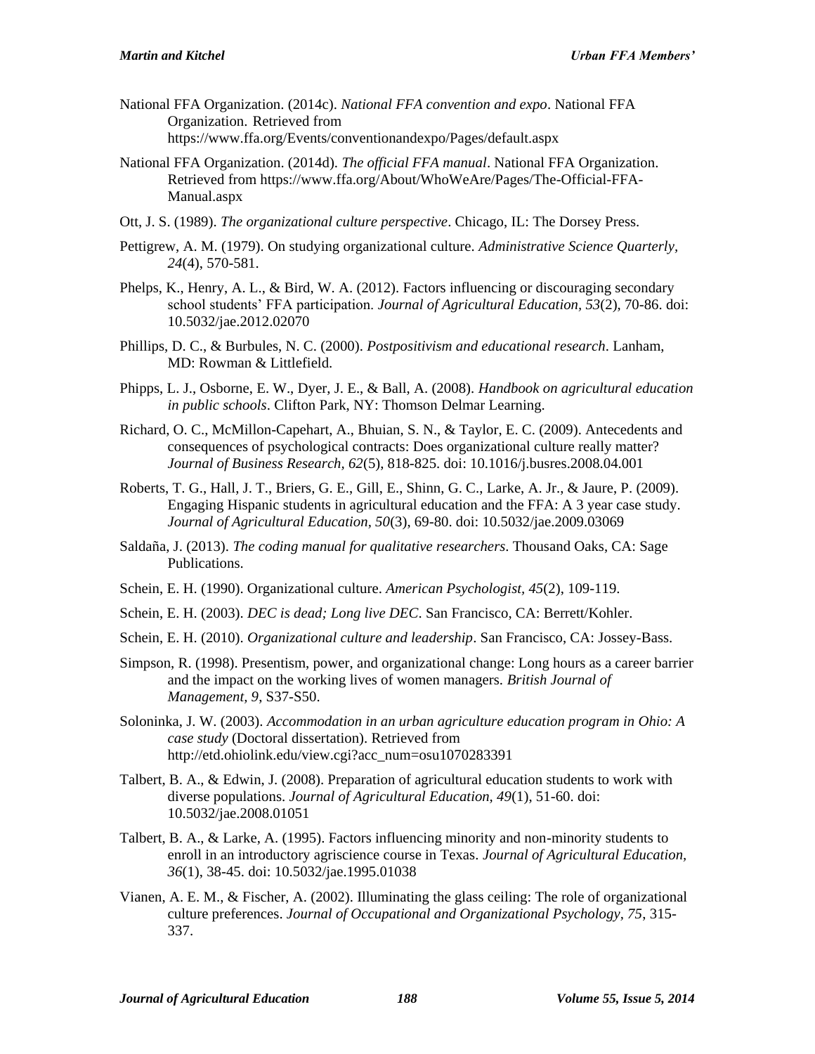National FFA Organization. (2014c). *National FFA convention and expo*. National FFA Organization. Retrieved from https://www.ffa.org/Events/conventionandexpo/Pages/default.aspx

National FFA Organization. (2014d). *The official FFA manual*. National FFA Organization. Retrieved from https://www.ffa.org/About/WhoWeAre/Pages/The-Official-FFA-Manual.aspx

Ott, J. S. (1989). *The organizational culture perspective*. Chicago, IL: The Dorsey Press.

Pettigrew, A. M. (1979). On studying organizational culture. *Administrative Science Quarterly, 24*(4), 570-581.

Phelps, K., Henry, A. L., & Bird, W. A. (2012). Factors influencing or discouraging secondary school students' FFA participation. *Journal of Agricultural Education, 53*(2), 70-86. doi: 10.5032/jae.2012.02070

Phillips, D. C., & Burbules, N. C. (2000). *Postpositivism and educational research*. Lanham, MD: Rowman & Littlefield.

Phipps, L. J., Osborne, E. W., Dyer, J. E., & Ball, A. (2008). *Handbook on agricultural education in public schools*. Clifton Park, NY: Thomson Delmar Learning.

Richard, O. C., McMillon-Capehart, A., Bhuian, S. N., & Taylor, E. C. (2009). Antecedents and consequences of psychological contracts: Does organizational culture really matter? *Journal of Business Research, 62*(5), 818-825. doi: 10.1016/j.busres.2008.04.001

Roberts, T. G., Hall, J. T., Briers, G. E., Gill, E., Shinn, G. C., Larke, A. Jr., & Jaure, P. (2009). Engaging Hispanic students in agricultural education and the FFA: A 3 year case study. *Journal of Agricultural Education, 50*(3), 69-80. doi: 10.5032/jae.2009.03069

Saldaña, J. (2013). *The coding manual for qualitative researchers*. Thousand Oaks, CA: Sage Publications.

Schein, E. H. (1990). Organizational culture. *American Psychologist, 45*(2), 109-119.

Schein, E. H. (2003). *DEC is dead; Long live DEC*. San Francisco, CA: Berrett/Kohler.

Schein, E. H. (2010). *Organizational culture and leadership*. San Francisco, CA: Jossey-Bass.

Simpson, R. (1998). Presentism, power, and organizational change: Long hours as a career barrier and the impact on the working lives of women managers. *British Journal of Management, 9*, S37-S50.

Soloninka, J. W. (2003). *Accommodation in an urban agriculture education program in Ohio: A case study* (Doctoral dissertation). Retrieved from http://etd.ohiolink.edu/view.cgi?acc_num=osu1070283391

Talbert, B. A., & Edwin, J. (2008). Preparation of agricultural education students to work with diverse populations. *Journal of Agricultural Education, 49*(1), 51-60. doi: 10.5032/jae.2008.01051

Talbert, B. A., & Larke, A. (1995). Factors influencing minority and non-minority students to enroll in an introductory agriscience course in Texas. *Journal of Agricultural Education, 36*(1), 38-45. doi: 10.5032/jae.1995.01038

Vianen, A. E. M., & Fischer, A. (2002). Illuminating the glass ceiling: The role of organizational culture preferences. *Journal of Occupational and Organizational Psychology, 75*, 315-337.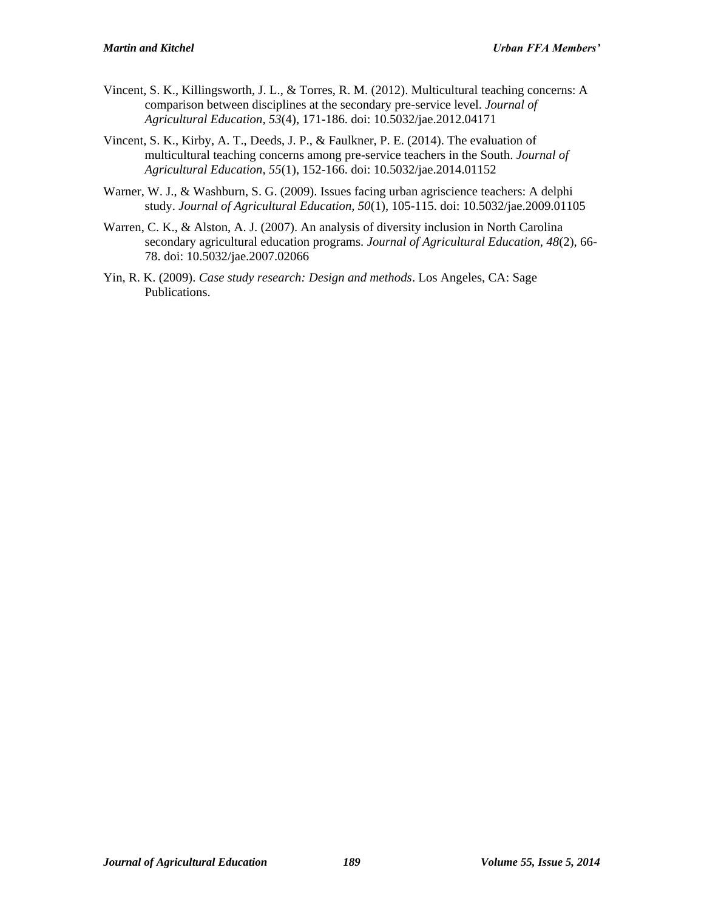Vincent, S. K., Killingsworth, J. L., & Torres, R. M. (2012). Multicultural teaching concerns: A comparison between disciplines at the secondary pre-service level. *Journal of Agricultural Education, 53*(4), 171-186. doi: 10.5032/jae.2012.04171

Vincent, S. K., Kirby, A. T., Deeds, J. P., & Faulkner, P. E. (2014). The evaluation of multicultural teaching concerns among pre-service teachers in the South. *Journal of Agricultural Education, 55*(1), 152-166. doi: 10.5032/jae.2014.01152

Warner, W. J., & Washburn, S. G. (2009). Issues facing urban agriscience teachers: A delphi study. *Journal of Agricultural Education, 50*(1), 105-115. doi: 10.5032/jae.2009.01105

Warren, C. K., & Alston, A. J. (2007). An analysis of diversity inclusion in North Carolina secondary agricultural education programs. *Journal of Agricultural Education, 48*(2), 66-78. doi: 10.5032/jae.2007.02066

Yin, R. K. (2009). *Case study research: Design and methods*. Los Angeles, CA: Sage Publications.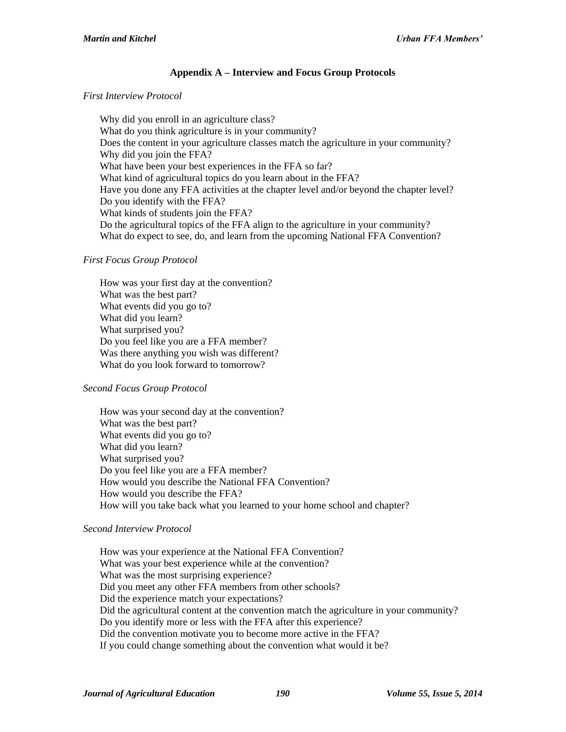## Appendix A – Interview and Focus Group Protocols

*First Interview Protocol*

Why did you enroll in an agriculture class?
What do you think agriculture is in your community?
Does the content in your agriculture classes match the agriculture in your community?
Why did you join the FFA?
What have been your best experiences in the FFA so far?
What kind of agricultural topics do you learn about in the FFA?
Have you done any FFA activities at the chapter level and/or beyond the chapter level?
Do you identify with the FFA?
What kinds of students join the FFA?
Do the agricultural topics of the FFA align to the agriculture in your community?
What do expect to see, do, and learn from the upcoming National FFA Convention?

*First Focus Group Protocol*

How was your first day at the convention?
What was the best part?
What events did you go to?
What did you learn?
What surprised you?
Do you feel like you are a FFA member?
Was there anything you wish was different?
What do you look forward to tomorrow?

*Second Focus Group Protocol*

How was your second day at the convention?
What was the best part?
What events did you go to?
What did you learn?
What surprised you?
Do you feel like you are a FFA member?
How would you describe the National FFA Convention?
How would you describe the FFA?
How will you take back what you learned to your home school and chapter?

*Second Interview Protocol*

How was your experience at the National FFA Convention?
What was your best experience while at the convention?
What was the most surprising experience?
Did you meet any other FFA members from other schools?
Did the experience match your expectations?
Did the agricultural content at the convention match the agriculture in your community?
Do you identify more or less with the FFA after this experience?
Did the convention motivate you to become more active in the FFA?
If you could change something about the convention what would it be?